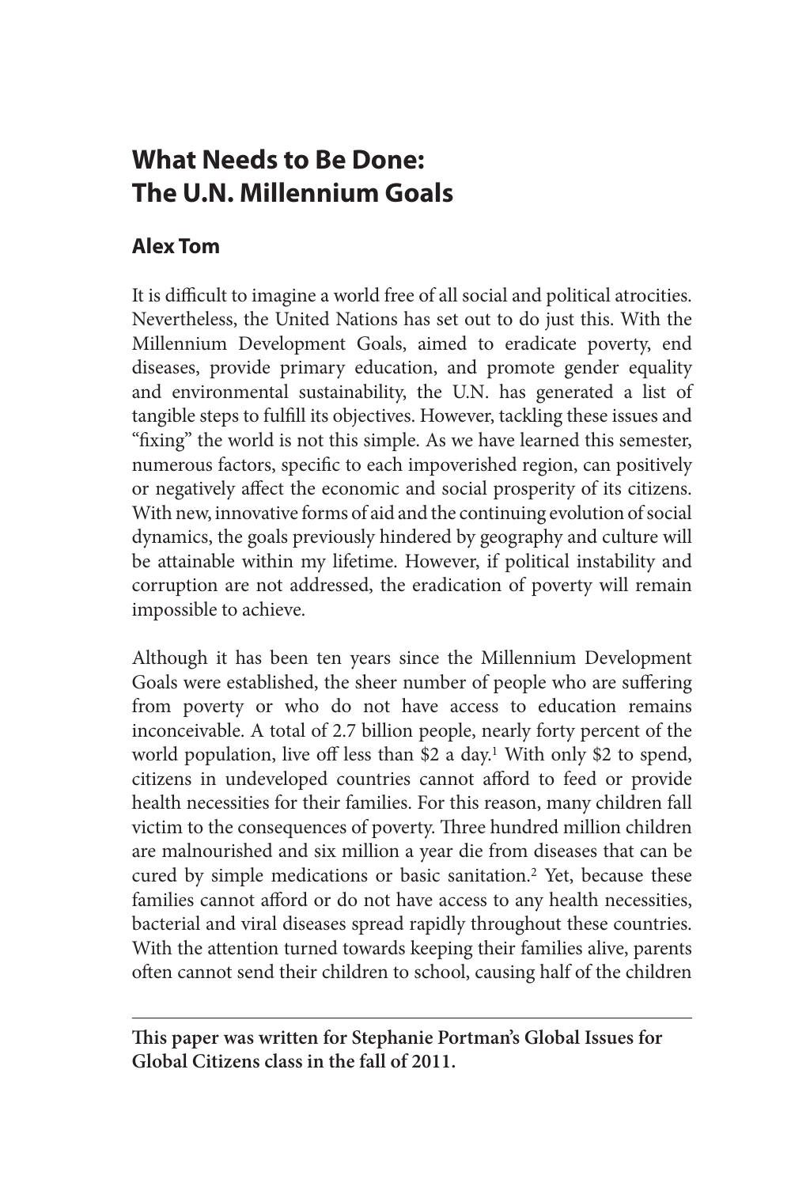# What Needs to Be Done: The U.N. Millennium Goals

## Alex Tom

It is difficult to imagine a world free of all social and political atrocities. Nevertheless, the United Nations has set out to do just this. With the Millennium Development Goals, aimed to eradicate poverty, end diseases, provide primary education, and promote gender equality and environmental sustainability, the U.N. has generated a list of tangible steps to fulfill its objectives. However, tackling these issues and "fixing" the world is not this simple. As we have learned this semester, numerous factors, specific to each impoverished region, can positively or negatively affect the economic and social prosperity of its citizens. With new, innovative forms of aid and the continuing evolution of social dynamics, the goals previously hindered by geography and culture will be attainable within my lifetime. However, if political instability and corruption are not addressed, the eradication of poverty will remain impossible to achieve.

Although it has been ten years since the Millennium Development Goals were established, the sheer number of people who are suffering from poverty or who do not have access to education remains inconceivable. A total of 2.7 billion people, nearly forty percent of the world population, live off less than $2 a day.[1] With only $2 to spend, citizens in undeveloped countries cannot afford to feed or provide health necessities for their families. For this reason, many children fall victim to the consequences of poverty. Three hundred million children are malnourished and six million a year die from diseases that can be cured by simple medications or basic sanitation.[2] Yet, because these families cannot afford or do not have access to any health necessities, bacterial and viral diseases spread rapidly throughout these countries. With the attention turned towards keeping their families alive, parents often cannot send their children to school, causing half of the children

---

**This paper was written for Stephanie Portman's Global Issues for Global Citizens class in the fall of 2011.**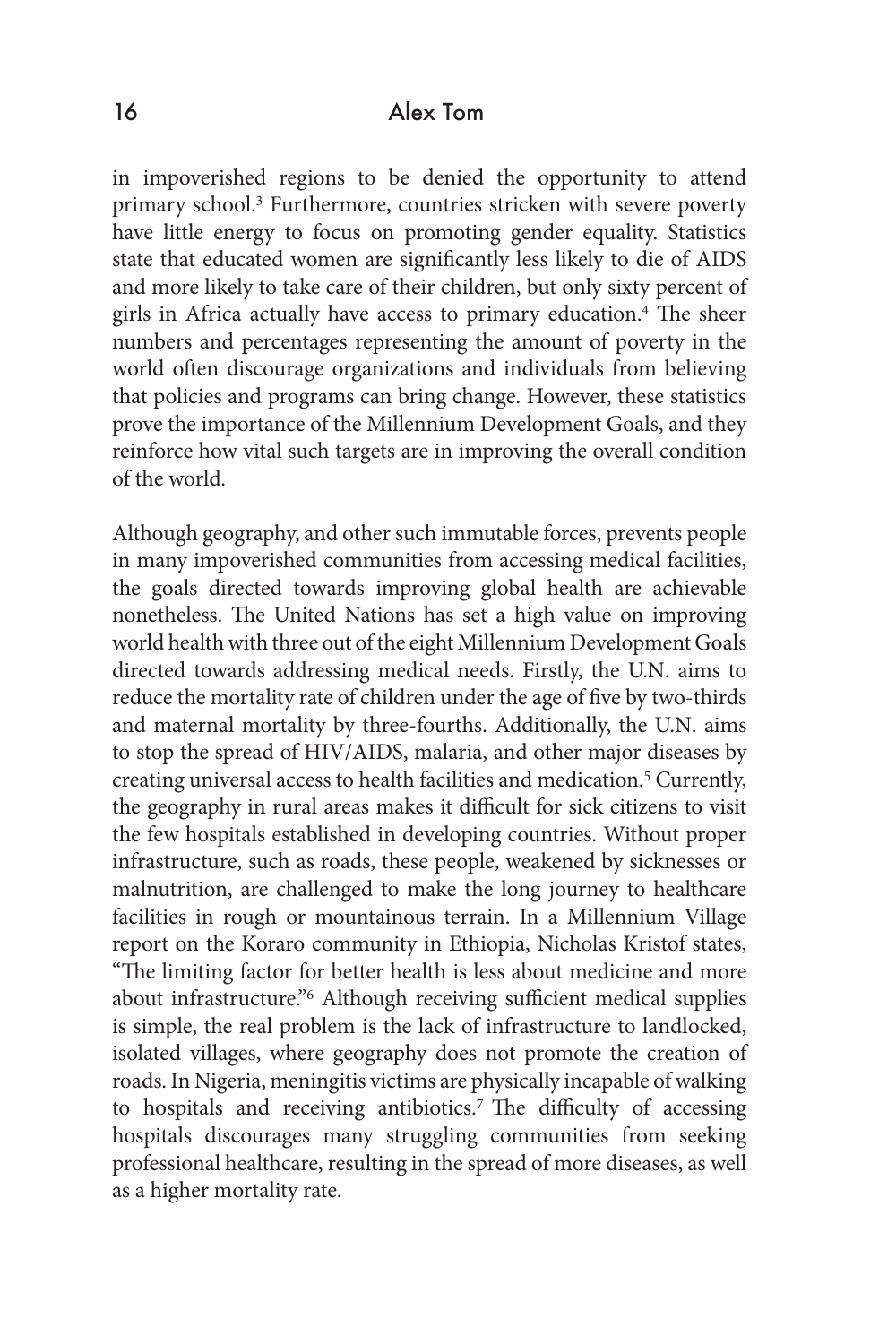in impoverished regions to be denied the opportunity to attend primary school.[3] Furthermore, countries stricken with severe poverty have little energy to focus on promoting gender equality. Statistics state that educated women are significantly less likely to die of AIDS and more likely to take care of their children, but only sixty percent of girls in Africa actually have access to primary education.[4] The sheer numbers and percentages representing the amount of poverty in the world often discourage organizations and individuals from believing that policies and programs can bring change. However, these statistics prove the importance of the Millennium Development Goals, and they reinforce how vital such targets are in improving the overall condition of the world.

Although geography, and other such immutable forces, prevents people in many impoverished communities from accessing medical facilities, the goals directed towards improving global health are achievable nonetheless. The United Nations has set a high value on improving world health with three out of the eight Millennium Development Goals directed towards addressing medical needs. Firstly, the U.N. aims to reduce the mortality rate of children under the age of five by two-thirds and maternal mortality by three-fourths. Additionally, the U.N. aims to stop the spread of HIV/AIDS, malaria, and other major diseases by creating universal access to health facilities and medication.[5] Currently, the geography in rural areas makes it difficult for sick citizens to visit the few hospitals established in developing countries. Without proper infrastructure, such as roads, these people, weakened by sicknesses or malnutrition, are challenged to make the long journey to healthcare facilities in rough or mountainous terrain. In a Millennium Village report on the Koraro community in Ethiopia, Nicholas Kristof states, "The limiting factor for better health is less about medicine and more about infrastructure."[6] Although receiving sufficient medical supplies is simple, the real problem is the lack of infrastructure to landlocked, isolated villages, where geography does not promote the creation of roads. In Nigeria, meningitis victims are physically incapable of walking to hospitals and receiving antibiotics.[7] The difficulty of accessing hospitals discourages many struggling communities from seeking professional healthcare, resulting in the spread of more diseases, as well as a higher mortality rate.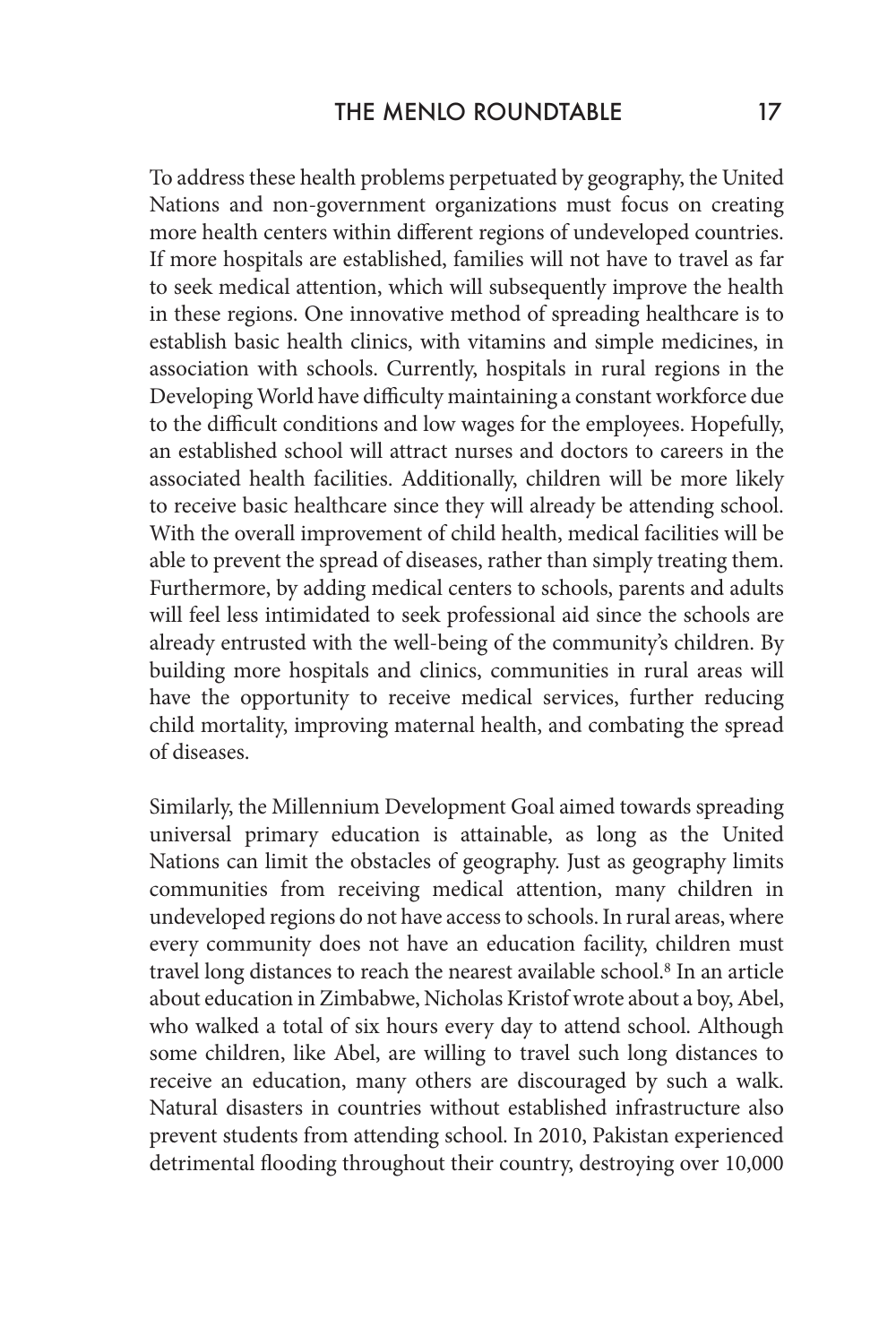To address these health problems perpetuated by geography, the United Nations and non-government organizations must focus on creating more health centers within different regions of undeveloped countries. If more hospitals are established, families will not have to travel as far to seek medical attention, which will subsequently improve the health in these regions. One innovative method of spreading healthcare is to establish basic health clinics, with vitamins and simple medicines, in association with schools. Currently, hospitals in rural regions in the Developing World have difficulty maintaining a constant workforce due to the difficult conditions and low wages for the employees. Hopefully, an established school will attract nurses and doctors to careers in the associated health facilities. Additionally, children will be more likely to receive basic healthcare since they will already be attending school. With the overall improvement of child health, medical facilities will be able to prevent the spread of diseases, rather than simply treating them. Furthermore, by adding medical centers to schools, parents and adults will feel less intimidated to seek professional aid since the schools are already entrusted with the well-being of the community's children. By building more hospitals and clinics, communities in rural areas will have the opportunity to receive medical services, further reducing child mortality, improving maternal health, and combating the spread of diseases.

Similarly, the Millennium Development Goal aimed towards spreading universal primary education is attainable, as long as the United Nations can limit the obstacles of geography. Just as geography limits communities from receiving medical attention, many children in undeveloped regions do not have access to schools. In rural areas, where every community does not have an education facility, children must travel long distances to reach the nearest available school.[8] In an article about education in Zimbabwe, Nicholas Kristof wrote about a boy, Abel, who walked a total of six hours every day to attend school. Although some children, like Abel, are willing to travel such long distances to receive an education, many others are discouraged by such a walk. Natural disasters in countries without established infrastructure also prevent students from attending school. In 2010, Pakistan experienced detrimental flooding throughout their country, destroying over 10,000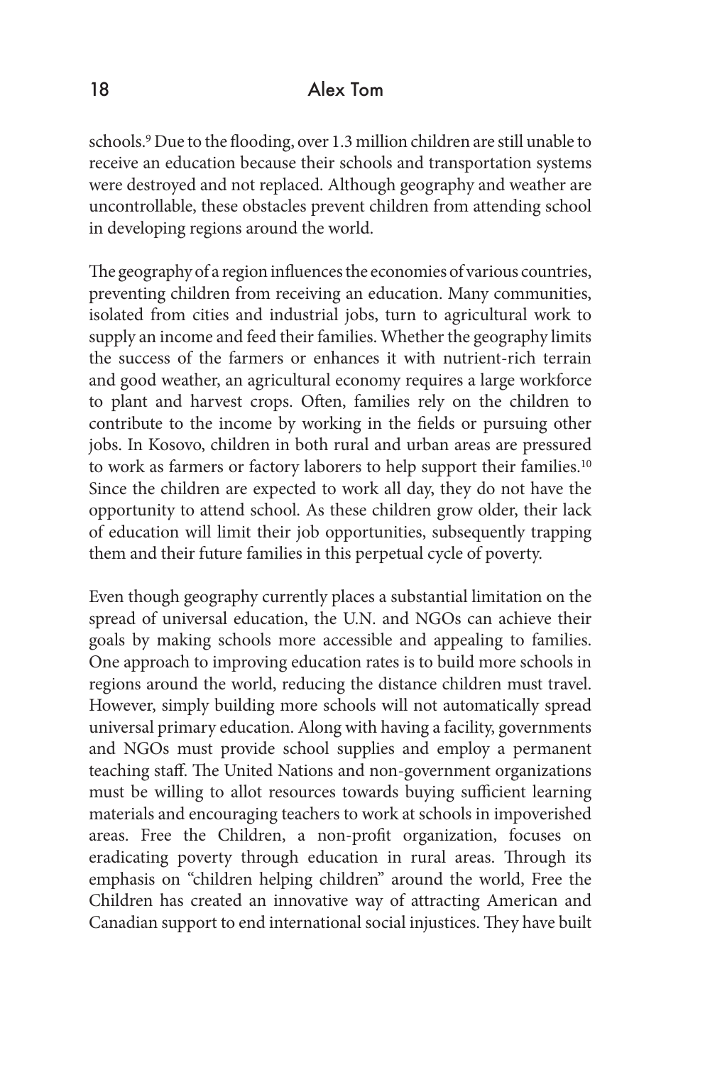schools.[9] Due to the flooding, over 1.3 million children are still unable to receive an education because their schools and transportation systems were destroyed and not replaced. Although geography and weather are uncontrollable, these obstacles prevent children from attending school in developing regions around the world.

The geography of a region influences the economies of various countries, preventing children from receiving an education. Many communities, isolated from cities and industrial jobs, turn to agricultural work to supply an income and feed their families. Whether the geography limits the success of the farmers or enhances it with nutrient-rich terrain and good weather, an agricultural economy requires a large workforce to plant and harvest crops. Often, families rely on the children to contribute to the income by working in the fields or pursuing other jobs. In Kosovo, children in both rural and urban areas are pressured to work as farmers or factory laborers to help support their families.[10] Since the children are expected to work all day, they do not have the opportunity to attend school. As these children grow older, their lack of education will limit their job opportunities, subsequently trapping them and their future families in this perpetual cycle of poverty.

Even though geography currently places a substantial limitation on the spread of universal education, the U.N. and NGOs can achieve their goals by making schools more accessible and appealing to families. One approach to improving education rates is to build more schools in regions around the world, reducing the distance children must travel. However, simply building more schools will not automatically spread universal primary education. Along with having a facility, governments and NGOs must provide school supplies and employ a permanent teaching staff. The United Nations and non-government organizations must be willing to allot resources towards buying sufficient learning materials and encouraging teachers to work at schools in impoverished areas. Free the Children, a non-profit organization, focuses on eradicating poverty through education in rural areas. Through its emphasis on "children helping children" around the world, Free the Children has created an innovative way of attracting American and Canadian support to end international social injustices. They have built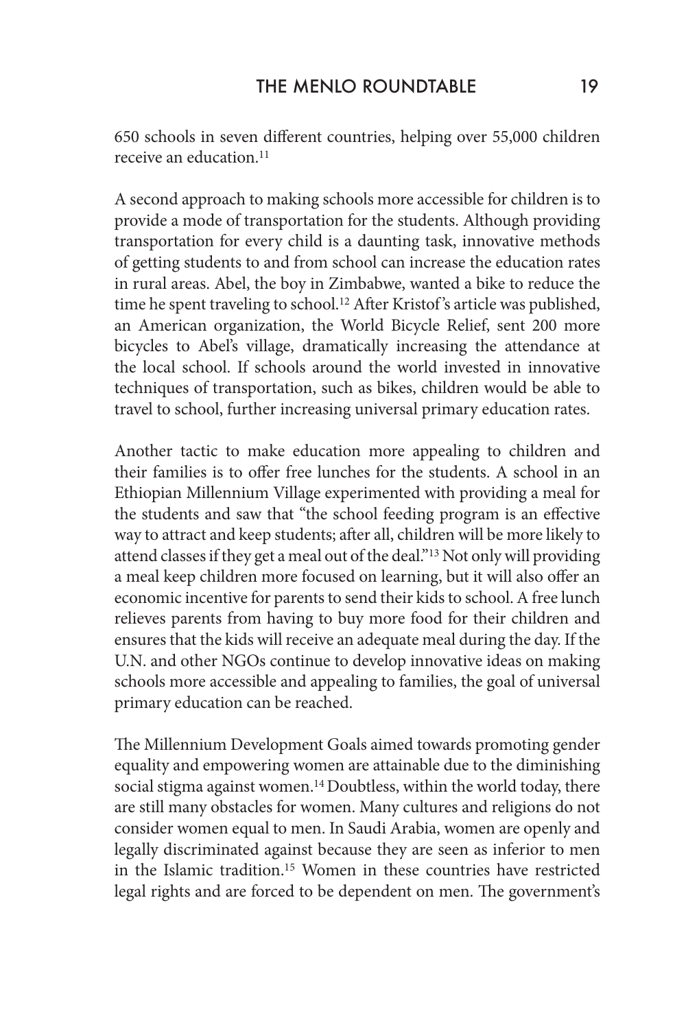650 schools in seven different countries, helping over 55,000 children receive an education.[11]

A second approach to making schools more accessible for children is to provide a mode of transportation for the students. Although providing transportation for every child is a daunting task, innovative methods of getting students to and from school can increase the education rates in rural areas. Abel, the boy in Zimbabwe, wanted a bike to reduce the time he spent traveling to school.[12] After Kristof's article was published, an American organization, the World Bicycle Relief, sent 200 more bicycles to Abel's village, dramatically increasing the attendance at the local school. If schools around the world invested in innovative techniques of transportation, such as bikes, children would be able to travel to school, further increasing universal primary education rates.

Another tactic to make education more appealing to children and their families is to offer free lunches for the students. A school in an Ethiopian Millennium Village experimented with providing a meal for the students and saw that "the school feeding program is an effective way to attract and keep students; after all, children will be more likely to attend classes if they get a meal out of the deal."[13] Not only will providing a meal keep children more focused on learning, but it will also offer an economic incentive for parents to send their kids to school. A free lunch relieves parents from having to buy more food for their children and ensures that the kids will receive an adequate meal during the day. If the U.N. and other NGOs continue to develop innovative ideas on making schools more accessible and appealing to families, the goal of universal primary education can be reached.

The Millennium Development Goals aimed towards promoting gender equality and empowering women are attainable due to the diminishing social stigma against women.[14] Doubtless, within the world today, there are still many obstacles for women. Many cultures and religions do not consider women equal to men. In Saudi Arabia, women are openly and legally discriminated against because they are seen as inferior to men in the Islamic tradition.[15] Women in these countries have restricted legal rights and are forced to be dependent on men. The government's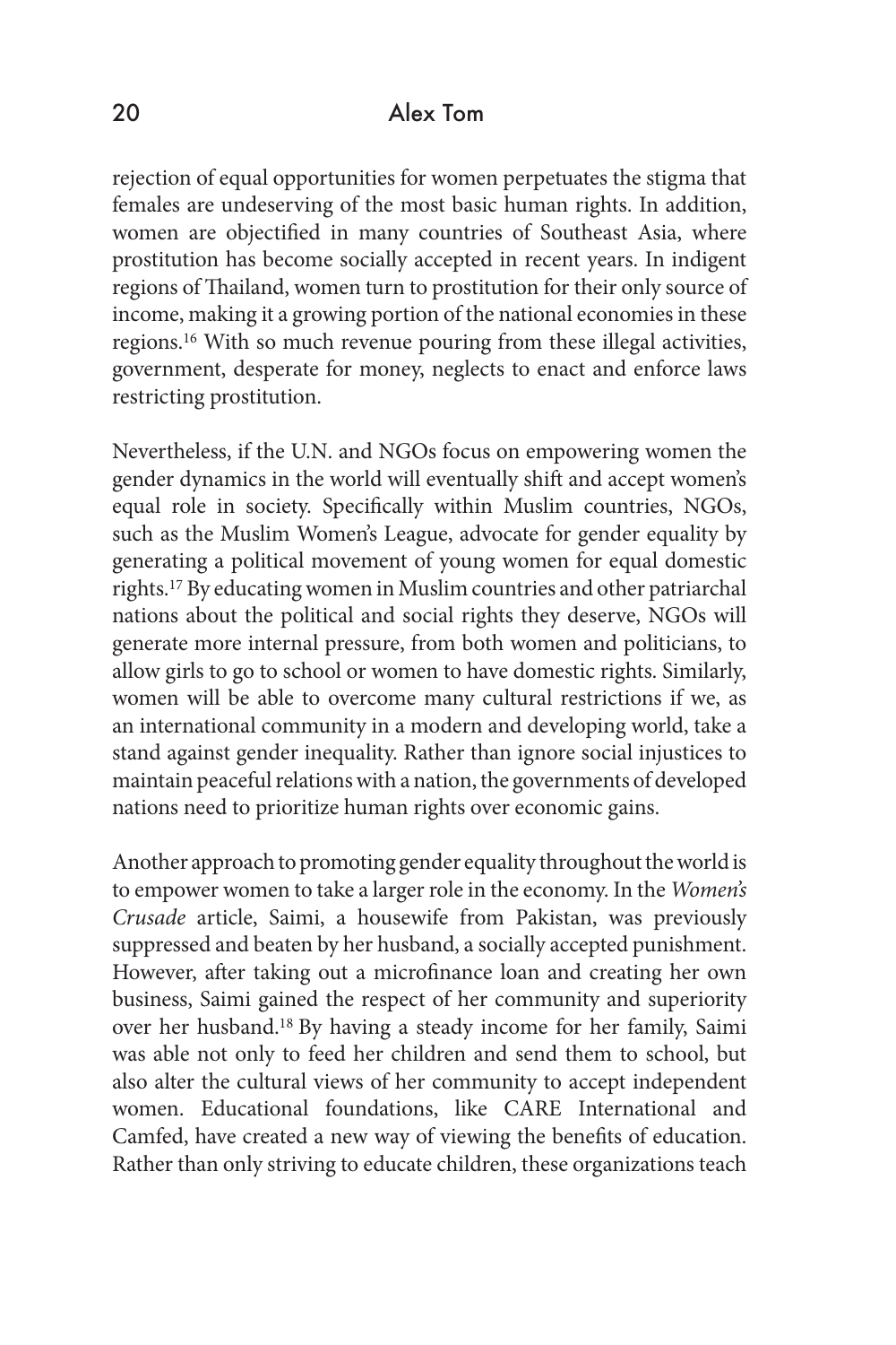rejection of equal opportunities for women perpetuates the stigma that females are undeserving of the most basic human rights. In addition, women are objectified in many countries of Southeast Asia, where prostitution has become socially accepted in recent years. In indigent regions of Thailand, women turn to prostitution for their only source of income, making it a growing portion of the national economies in these regions.[16] With so much revenue pouring from these illegal activities, government, desperate for money, neglects to enact and enforce laws restricting prostitution.

Nevertheless, if the U.N. and NGOs focus on empowering women the gender dynamics in the world will eventually shift and accept women's equal role in society. Specifically within Muslim countries, NGOs, such as the Muslim Women's League, advocate for gender equality by generating a political movement of young women for equal domestic rights.[17] By educating women in Muslim countries and other patriarchal nations about the political and social rights they deserve, NGOs will generate more internal pressure, from both women and politicians, to allow girls to go to school or women to have domestic rights. Similarly, women will be able to overcome many cultural restrictions if we, as an international community in a modern and developing world, take a stand against gender inequality. Rather than ignore social injustices to maintain peaceful relations with a nation, the governments of developed nations need to prioritize human rights over economic gains.

Another approach to promoting gender equality throughout the world is to empower women to take a larger role in the economy. In the *Women's Crusade* article, Saimi, a housewife from Pakistan, was previously suppressed and beaten by her husband, a socially accepted punishment. However, after taking out a microfinance loan and creating her own business, Saimi gained the respect of her community and superiority over her husband.[18] By having a steady income for her family, Saimi was able not only to feed her children and send them to school, but also alter the cultural views of her community to accept independent women. Educational foundations, like CARE International and Camfed, have created a new way of viewing the benefits of education. Rather than only striving to educate children, these organizations teach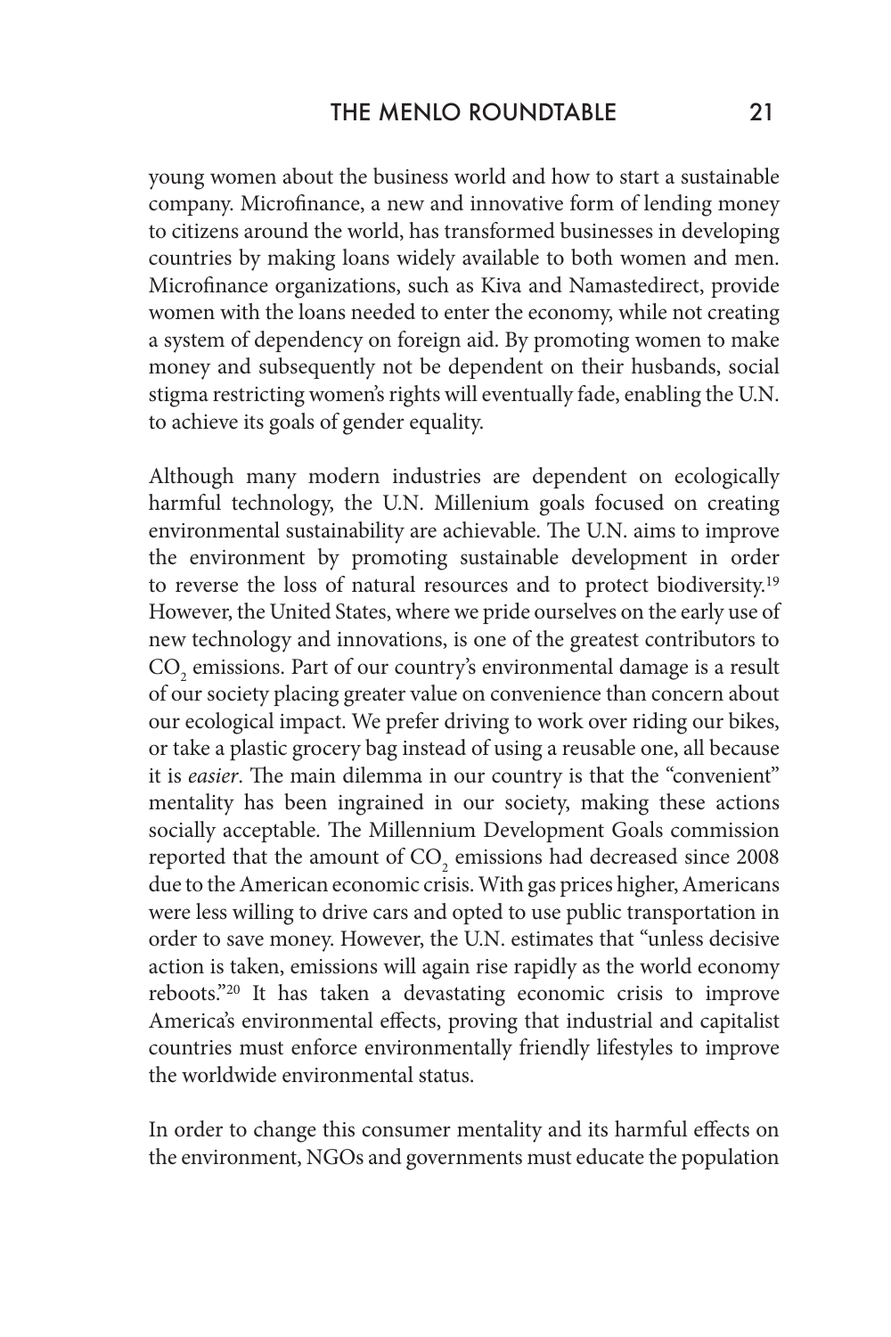young women about the business world and how to start a sustainable company. Microfinance, a new and innovative form of lending money to citizens around the world, has transformed businesses in developing countries by making loans widely available to both women and men. Microfinance organizations, such as Kiva and Namastedirect, provide women with the loans needed to enter the economy, while not creating a system of dependency on foreign aid. By promoting women to make money and subsequently not be dependent on their husbands, social stigma restricting women's rights will eventually fade, enabling the U.N. to achieve its goals of gender equality.

Although many modern industries are dependent on ecologically harmful technology, the U.N. Millenium goals focused on creating environmental sustainability are achievable. The U.N. aims to improve the environment by promoting sustainable development in order to reverse the loss of natural resources and to protect biodiversity.[19] However, the United States, where we pride ourselves on the early use of new technology and innovations, is one of the greatest contributors to $CO_2$ emissions. Part of our country's environmental damage is a result of our society placing greater value on convenience than concern about our ecological impact. We prefer driving to work over riding our bikes, or take a plastic grocery bag instead of using a reusable one, all because it is *easier*. The main dilemma in our country is that the "convenient" mentality has been ingrained in our society, making these actions socially acceptable. The Millennium Development Goals commission reported that the amount of $CO_2$ emissions had decreased since 2008 due to the American economic crisis. With gas prices higher, Americans were less willing to drive cars and opted to use public transportation in order to save money. However, the U.N. estimates that "unless decisive action is taken, emissions will again rise rapidly as the world economy reboots."[20] It has taken a devastating economic crisis to improve America's environmental effects, proving that industrial and capitalist countries must enforce environmentally friendly lifestyles to improve the worldwide environmental status.

In order to change this consumer mentality and its harmful effects on the environment, NGOs and governments must educate the population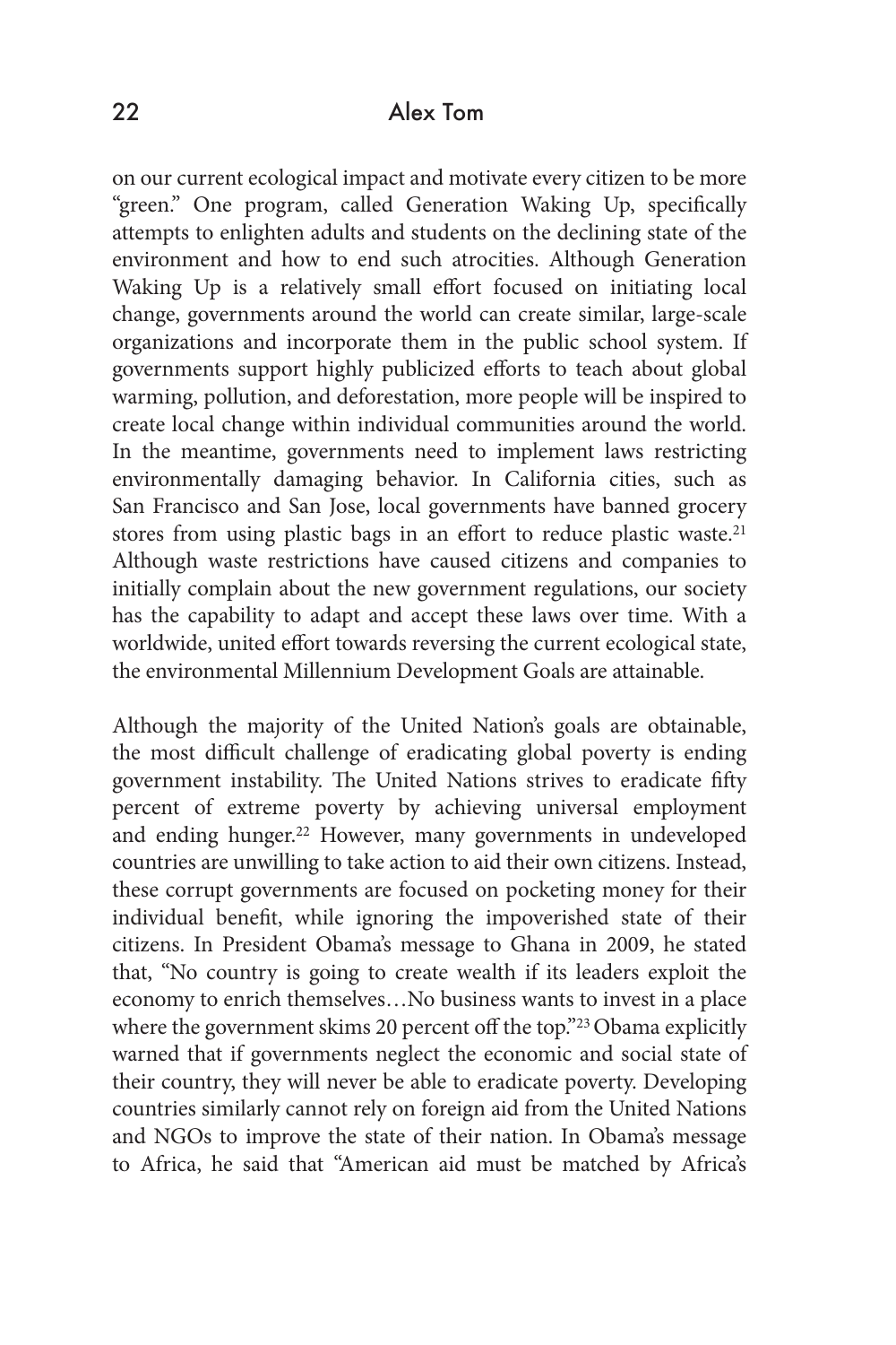on our current ecological impact and motivate every citizen to be more "green." One program, called Generation Waking Up, specifically attempts to enlighten adults and students on the declining state of the environment and how to end such atrocities. Although Generation Waking Up is a relatively small effort focused on initiating local change, governments around the world can create similar, large-scale organizations and incorporate them in the public school system. If governments support highly publicized efforts to teach about global warming, pollution, and deforestation, more people will be inspired to create local change within individual communities around the world. In the meantime, governments need to implement laws restricting environmentally damaging behavior. In California cities, such as San Francisco and San Jose, local governments have banned grocery stores from using plastic bags in an effort to reduce plastic waste.[21] Although waste restrictions have caused citizens and companies to initially complain about the new government regulations, our society has the capability to adapt and accept these laws over time. With a worldwide, united effort towards reversing the current ecological state, the environmental Millennium Development Goals are attainable.

Although the majority of the United Nation's goals are obtainable, the most difficult challenge of eradicating global poverty is ending government instability. The United Nations strives to eradicate fifty percent of extreme poverty by achieving universal employment and ending hunger.[22] However, many governments in undeveloped countries are unwilling to take action to aid their own citizens. Instead, these corrupt governments are focused on pocketing money for their individual benefit, while ignoring the impoverished state of their citizens. In President Obama's message to Ghana in 2009, he stated that, "No country is going to create wealth if its leaders exploit the economy to enrich themselves…No business wants to invest in a place where the government skims 20 percent off the top."[23] Obama explicitly warned that if governments neglect the economic and social state of their country, they will never be able to eradicate poverty. Developing countries similarly cannot rely on foreign aid from the United Nations and NGOs to improve the state of their nation. In Obama's message to Africa, he said that "American aid must be matched by Africa's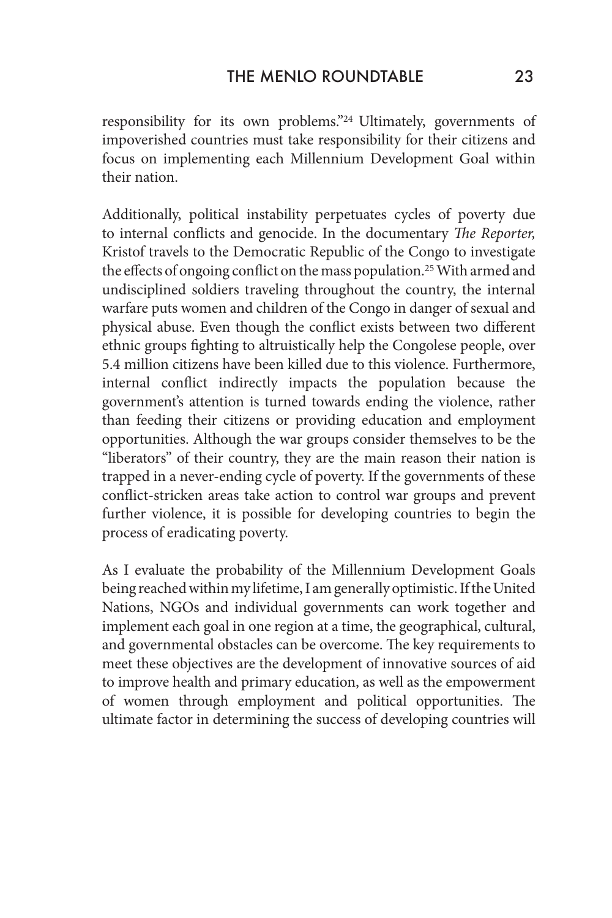responsibility for its own problems."[24] Ultimately, governments of impoverished countries must take responsibility for their citizens and focus on implementing each Millennium Development Goal within their nation.

Additionally, political instability perpetuates cycles of poverty due to internal conflicts and genocide. In the documentary *The Reporter,* Kristof travels to the Democratic Republic of the Congo to investigate the effects of ongoing conflict on the mass population.[25] With armed and undisciplined soldiers traveling throughout the country, the internal warfare puts women and children of the Congo in danger of sexual and physical abuse. Even though the conflict exists between two different ethnic groups fighting to altruistically help the Congolese people, over 5.4 million citizens have been killed due to this violence. Furthermore, internal conflict indirectly impacts the population because the government's attention is turned towards ending the violence, rather than feeding their citizens or providing education and employment opportunities. Although the war groups consider themselves to be the "liberators" of their country, they are the main reason their nation is trapped in a never-ending cycle of poverty. If the governments of these conflict-stricken areas take action to control war groups and prevent further violence, it is possible for developing countries to begin the process of eradicating poverty.

As I evaluate the probability of the Millennium Development Goals being reached within my lifetime, I am generally optimistic. If the United Nations, NGOs and individual governments can work together and implement each goal in one region at a time, the geographical, cultural, and governmental obstacles can be overcome. The key requirements to meet these objectives are the development of innovative sources of aid to improve health and primary education, as well as the empowerment of women through employment and political opportunities. The ultimate factor in determining the success of developing countries will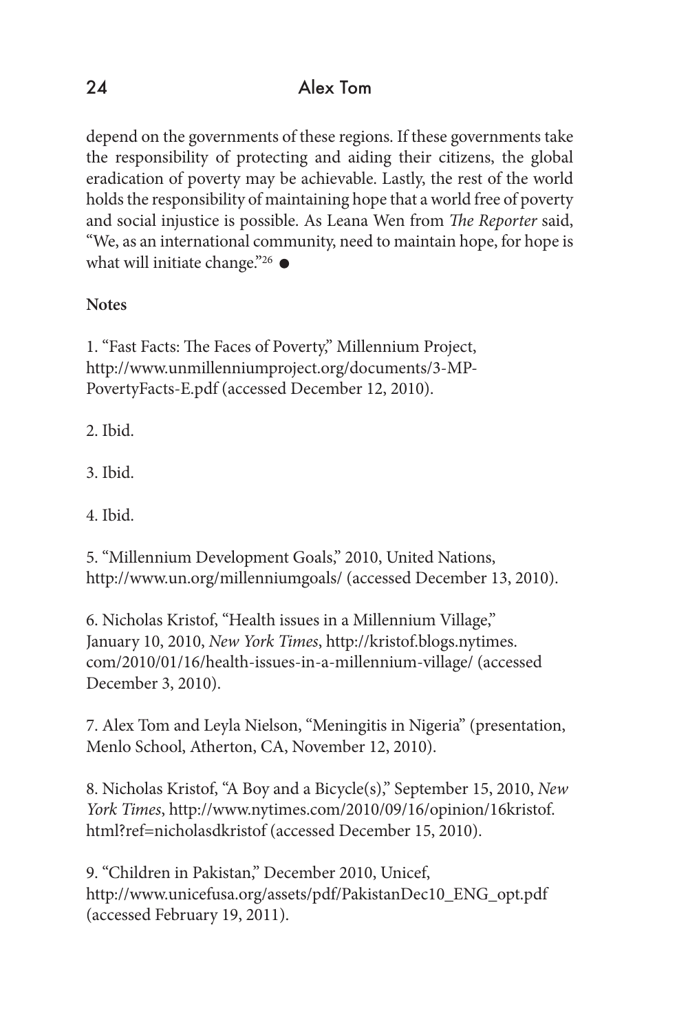depend on the governments of these regions. If these governments take the responsibility of protecting and aiding their citizens, the global eradication of poverty may be achievable. Lastly, the rest of the world holds the responsibility of maintaining hope that a world free of poverty and social injustice is possible. As Leana Wen from *The Reporter* said, "We, as an international community, need to maintain hope, for hope is what will initiate change."[26] ●

**Notes**

1. "Fast Facts: The Faces of Poverty," Millennium Project, http://www.unmillenniumproject.org/documents/3-MP-PovertyFacts-E.pdf (accessed December 12, 2010).

2. Ibid.

3. Ibid.

4. Ibid.

5. "Millennium Development Goals," 2010, United Nations, http://www.un.org/millenniumgoals/ (accessed December 13, 2010).

6. Nicholas Kristof, "Health issues in a Millennium Village," January 10, 2010, *New York Times*, http://kristof.blogs.nytimes.com/2010/01/16/health-issues-in-a-millennium-village/ (accessed December 3, 2010).

7. Alex Tom and Leyla Nielson, "Meningitis in Nigeria" (presentation, Menlo School, Atherton, CA, November 12, 2010).

8. Nicholas Kristof, "A Boy and a Bicycle(s)," September 15, 2010, *New York Times*, http://www.nytimes.com/2010/09/16/opinion/16kristof.html?ref=nicholasdkristof (accessed December 15, 2010).

9. "Children in Pakistan," December 2010, Unicef, http://www.unicefusa.org/assets/pdf/PakistanDec10_ENG_opt.pdf (accessed February 19, 2011).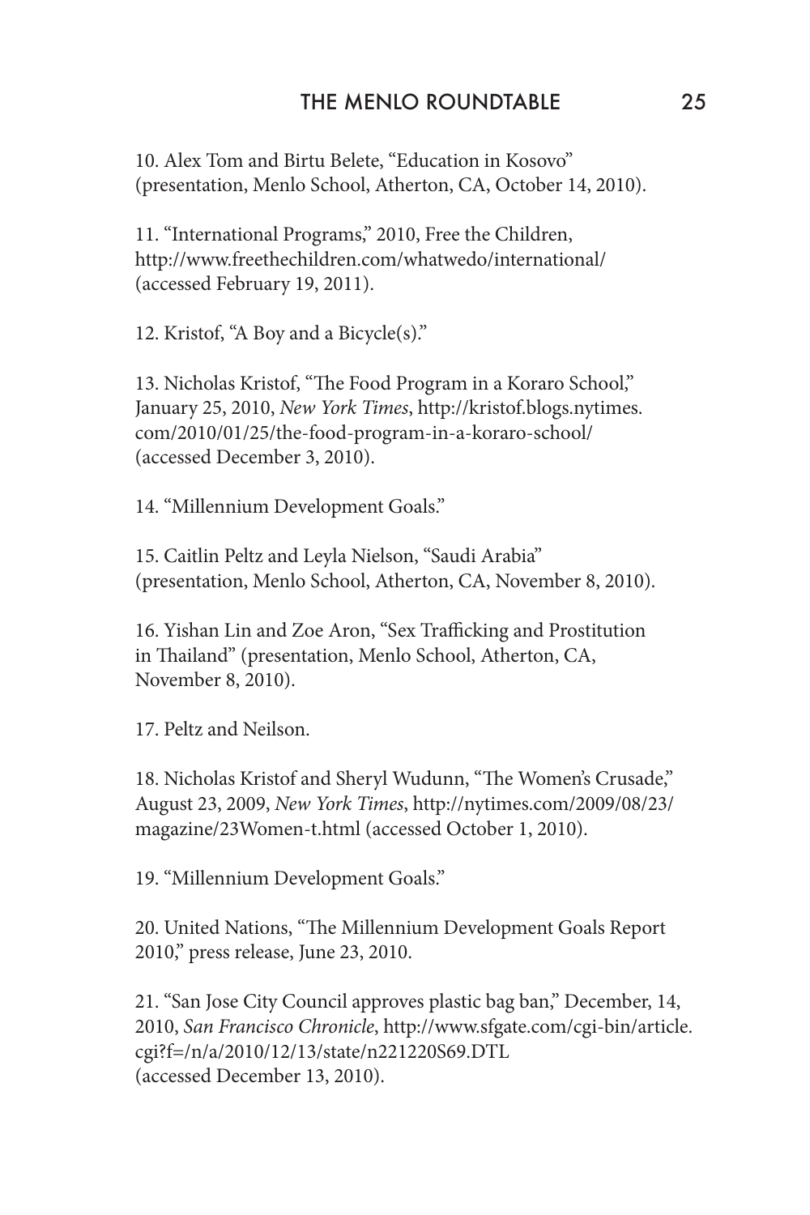10. Alex Tom and Birtu Belete, "Education in Kosovo" (presentation, Menlo School, Atherton, CA, October 14, 2010).

11. "International Programs," 2010, Free the Children, http://www.freethechildren.com/whatwedo/international/ (accessed February 19, 2011).

12. Kristof, "A Boy and a Bicycle(s)."

13. Nicholas Kristof, "The Food Program in a Koraro School," January 25, 2010, *New York Times*, http://kristof.blogs.nytimes.com/2010/01/25/the-food-program-in-a-koraro-school/ (accessed December 3, 2010).

14. "Millennium Development Goals."

15. Caitlin Peltz and Leyla Nielson, "Saudi Arabia" (presentation, Menlo School, Atherton, CA, November 8, 2010).

16. Yishan Lin and Zoe Aron, "Sex Trafficking and Prostitution in Thailand" (presentation, Menlo School, Atherton, CA, November 8, 2010).

17. Peltz and Neilson.

18. Nicholas Kristof and Sheryl Wudunn, "The Women's Crusade," August 23, 2009, *New York Times*, http://nytimes.com/2009/08/23/magazine/23Women-t.html (accessed October 1, 2010).

19. "Millennium Development Goals."

20. United Nations, "The Millennium Development Goals Report 2010," press release, June 23, 2010.

21. "San Jose City Council approves plastic bag ban," December, 14, 2010, *San Francisco Chronicle*, http://www.sfgate.com/cgi-bin/article.cgi?f=/n/a/2010/12/13/state/n221220S69.DTL (accessed December 13, 2010).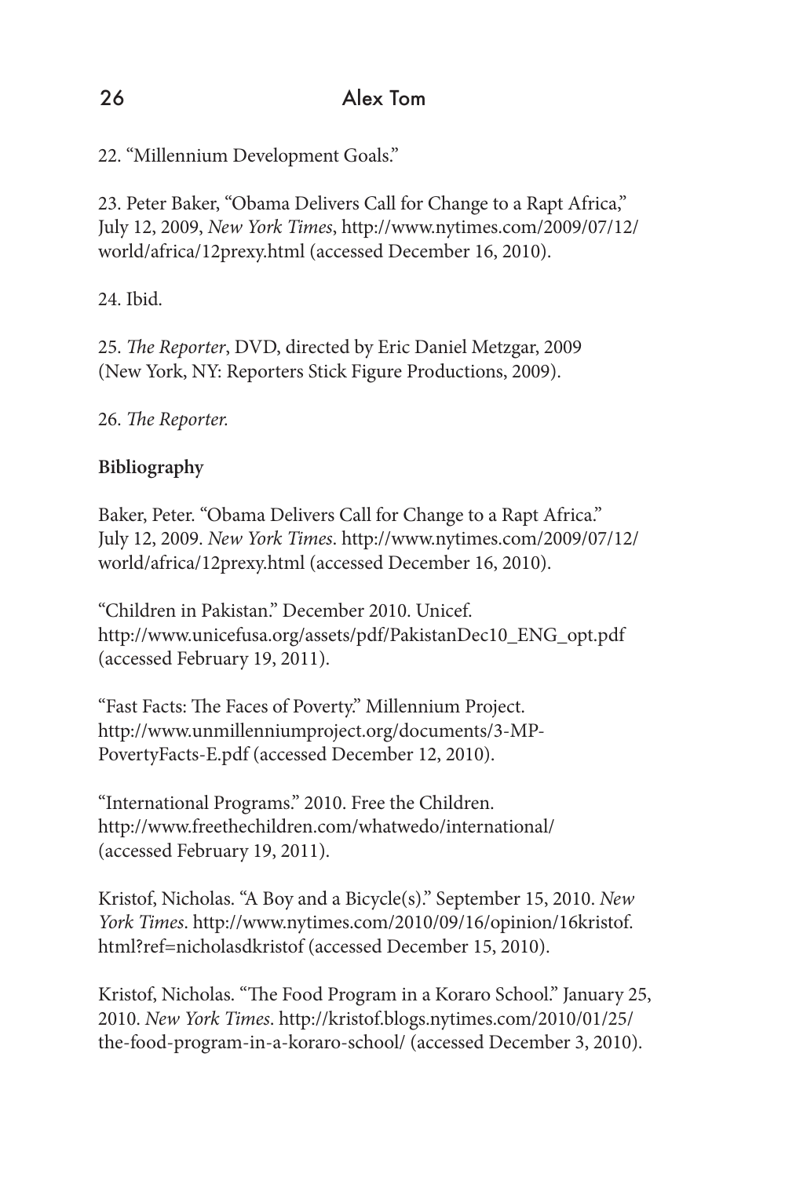22. "Millennium Development Goals."

23. Peter Baker, "Obama Delivers Call for Change to a Rapt Africa," July 12, 2009, *New York Times*, http://www.nytimes.com/2009/07/12/world/africa/12prexy.html (accessed December 16, 2010).

24. Ibid.

25. *The Reporter*, DVD, directed by Eric Daniel Metzgar, 2009 (New York, NY: Reporters Stick Figure Productions, 2009).

26. *The Reporter.*

**Bibliography**

Baker, Peter. "Obama Delivers Call for Change to a Rapt Africa." July 12, 2009. *New York Times*. http://www.nytimes.com/2009/07/12/world/africa/12prexy.html (accessed December 16, 2010).

"Children in Pakistan." December 2010. Unicef. http://www.unicefusa.org/assets/pdf/PakistanDec10_ENG_opt.pdf (accessed February 19, 2011).

"Fast Facts: The Faces of Poverty." Millennium Project. http://www.unmillenniumproject.org/documents/3-MP-PovertyFacts-E.pdf (accessed December 12, 2010).

"International Programs." 2010. Free the Children. http://www.freethechildren.com/whatwedo/international/ (accessed February 19, 2011).

Kristof, Nicholas. "A Boy and a Bicycle(s)." September 15, 2010. *New York Times*. http://www.nytimes.com/2010/09/16/opinion/16kristof.html?ref=nicholasdkristof (accessed December 15, 2010).

Kristof, Nicholas. "The Food Program in a Koraro School." January 25, 2010. *New York Times*. http://kristof.blogs.nytimes.com/2010/01/25/the-food-program-in-a-koraro-school/ (accessed December 3, 2010).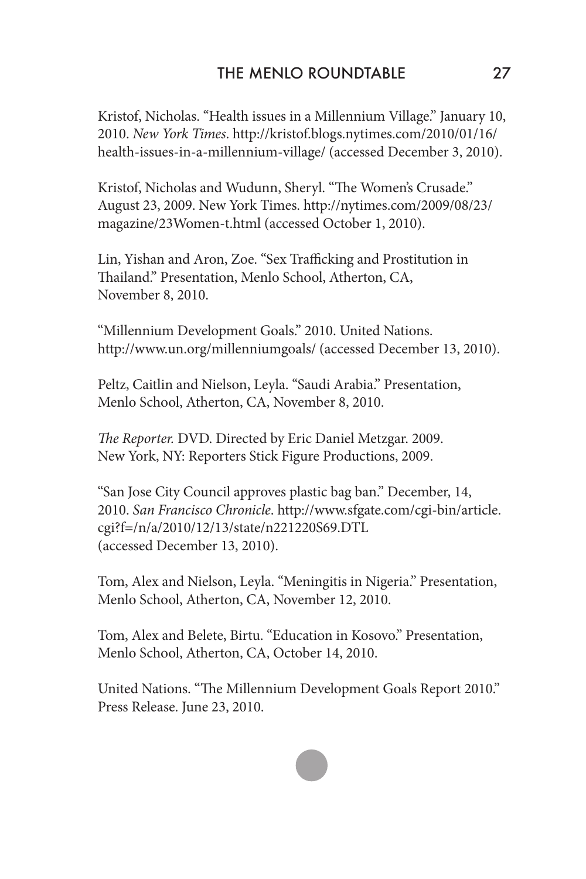Kristof, Nicholas. "Health issues in a Millennium Village." January 10, 2010. *New York Times*. http://kristof.blogs.nytimes.com/2010/01/16/health-issues-in-a-millennium-village/ (accessed December 3, 2010).

Kristof, Nicholas and Wudunn, Sheryl. "The Women's Crusade." August 23, 2009. New York Times. http://nytimes.com/2009/08/23/magazine/23Women-t.html (accessed October 1, 2010).

Lin, Yishan and Aron, Zoe. "Sex Trafficking and Prostitution in Thailand." Presentation, Menlo School, Atherton, CA, November 8, 2010.

"Millennium Development Goals." 2010. United Nations. http://www.un.org/millenniumgoals/ (accessed December 13, 2010).

Peltz, Caitlin and Nielson, Leyla. "Saudi Arabia." Presentation, Menlo School, Atherton, CA, November 8, 2010.

*The Reporter.* DVD. Directed by Eric Daniel Metzgar. 2009. New York, NY: Reporters Stick Figure Productions, 2009.

"San Jose City Council approves plastic bag ban." December, 14, 2010. *San Francisco Chronicle*. http://www.sfgate.com/cgi-bin/article.cgi?f=/n/a/2010/12/13/state/n221220S69.DTL (accessed December 13, 2010).

Tom, Alex and Nielson, Leyla. "Meningitis in Nigeria." Presentation, Menlo School, Atherton, CA, November 12, 2010.

Tom, Alex and Belete, Birtu. "Education in Kosovo." Presentation, Menlo School, Atherton, CA, October 14, 2010.

United Nations. "The Millennium Development Goals Report 2010." Press Release. June 23, 2010.